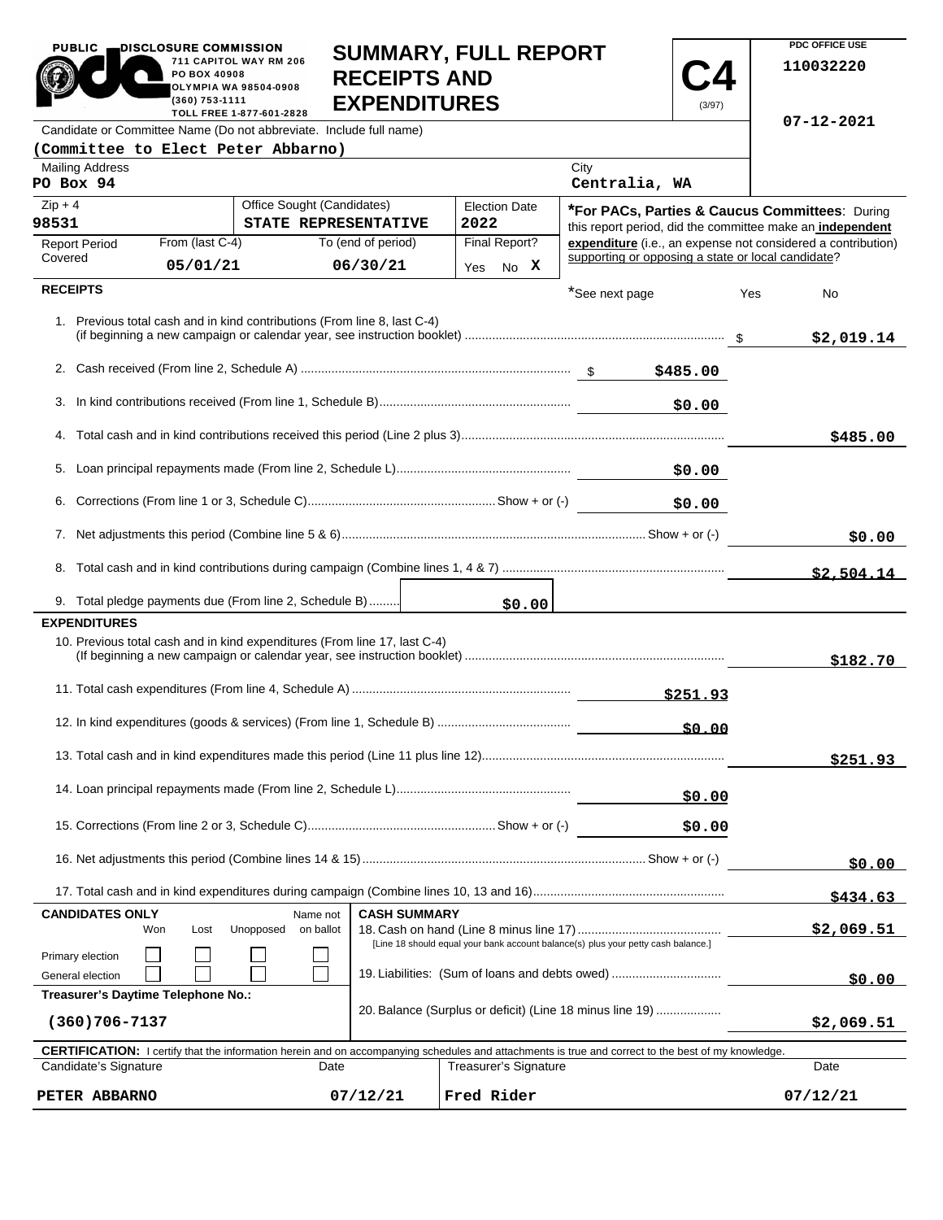PUBLIC DISCLOSURE COMMISSION
711 CAPITOL WAY RM 206
PO BOX 40908
OLYMPIA WA 98504-0908
(360) 753-1111
TOLL FREE 1-877-601-2828

# SUMMARY, FULL REPORT RECEIPTS AND EXPENDITURES

**C4** (3/97)

PDC OFFICE USE
110032220
07-12-2021

Candidate or Committee Name (Do not abbreviate. Include full name)
**(Committee to Elect Peter Abbarno)**

| Mailing Address | City |
|---|---|
| PO Box 94 | Centralia, WA |

| Zip + 4 | Office Sought (Candidates) | Election Date |
|---|---|---|
| 98531 | STATE REPRESENTATIVE | 2022 |

| Report Period Covered | From (last C-4) | To (end of period) | Final Report? |
|---|---|---|---|
| | 05/01/21 | 06/30/21 | Yes No X |

***For PACs, Parties & Caucus Committees**: During this report period, did the committee make an **independent expenditure** (i.e., an expense not considered a contribution) supporting or opposing a state or local candidate?

## RECEIPTS

*See next page Yes No

| Line | Description | Amount | Total |
|---|---|---|---|
| 1. | Previous total cash and in kind contributions (From line 8, last C-4) (if beginning a new campaign or calendar year, see instruction booklet) | | $2,019.14 |
| 2. | Cash received (From line 2, Schedule A) | $485.00 | |
| 3. | In kind contributions received (From line 1, Schedule B) | $0.00 | |
| 4. | Total cash and in kind contributions received this period (Line 2 plus 3) | | $485.00 |
| 5. | Loan principal repayments made (From line 2, Schedule L) | $0.00 | |
| 6. | Corrections (From line 1 or 3, Schedule C) Show + or (-) | $0.00 | |
| 7. | Net adjustments this period (Combine line 5 & 6) Show + or (-) | | $0.00 |
| 8. | Total cash and in kind contributions during campaign (Combine lines 1, 4 & 7) | | $2,504.14 |
| 9. | Total pledge payments due (From line 2, Schedule B) | $0.00 | |

## EXPENDITURES

| Line | Description | Amount | Total |
|---|---|---|---|
| 10. | Previous total cash and in kind expenditures (From line 17, last C-4) (If beginning a new campaign or calendar year, see instruction booklet) | | $182.70 |
| 11. | Total cash expenditures (From line 4, Schedule A) | $251.93 | |
| 12. | In kind expenditures (goods & services) (From line 1, Schedule B) | $0.00 | |
| 13. | Total cash and in kind expenditures made this period (Line 11 plus line 12) | | $251.93 |
| 14. | Loan principal repayments made (From line 2, Schedule L) | $0.00 | |
| 15. | Corrections (From line 2 or 3, Schedule C) Show + or (-) | $0.00 | |
| 16. | Net adjustments this period (Combine lines 14 & 15) Show + or (-) | | $0.00 |
| 17. | Total cash and in kind expenditures during campaign (Combine lines 10, 13 and 16) | | $434.63 |

**CANDIDATES ONLY**

| | Won | Lost | Unopposed | Name not on ballot |
|---|---|---|---|---|
| Primary election | ☐ | ☐ | ☐ | ☐ |
| General election | ☐ | ☐ | ☐ | ☐ |

**Treasurer's Daytime Telephone No.:**
(360)706-7137

**CASH SUMMARY**

| Line | Description | Total |
|---|---|---|
| 18. | Cash on hand (Line 8 minus line 17) [Line 18 should equal your bank account balance(s) plus your petty cash balance.] | $2,069.51 |
| 19. | Liabilities: (Sum of loans and debts owed) | $0.00 |
| 20. | Balance (Surplus or deficit) (Line 18 minus line 19) | $2,069.51 |

**CERTIFICATION:** I certify that the information herein and on accompanying schedules and attachments is true and correct to the best of my knowledge.

| Candidate's Signature | Date | Treasurer's Signature | Date |
|---|---|---|---|
| PETER ABBARNO | 07/12/21 | Fred Rider | 07/12/21 |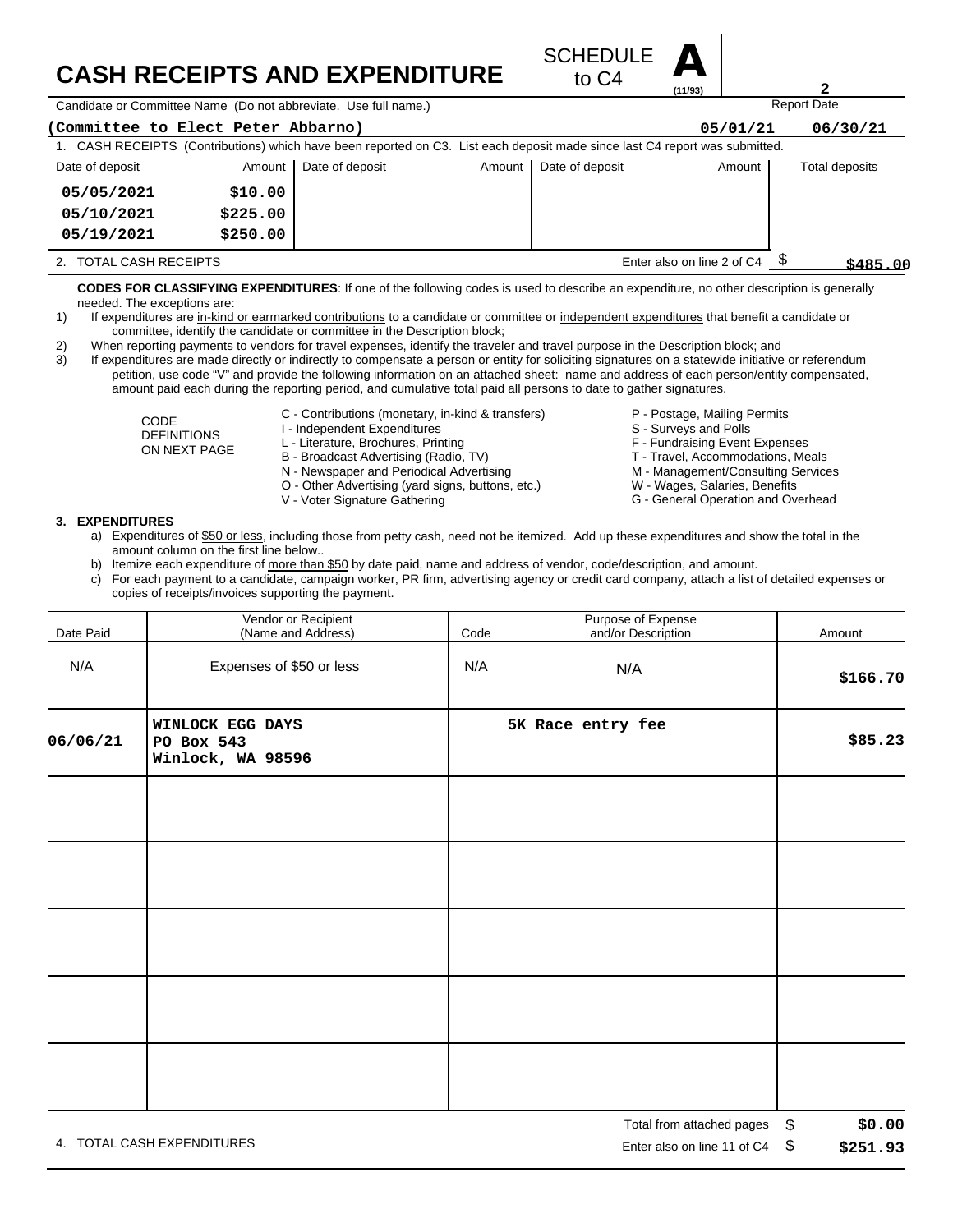# CASH RECEIPTS AND EXPENDITURE

SCHEDULE **A** to C4 (11/93)

**2**

Candidate or Committee Name (Do not abbreviate. Use full name.) | Report Date

**(Committee to Elect Peter Abbarno)** **05/01/21** **06/30/21**

1. CASH RECEIPTS (Contributions) which have been reported on C3. List each deposit made since last C4 report was submitted.

| Date of deposit | Amount | Date of deposit | Amount | Date of deposit | Amount | Total deposits |
|---|---|---|---|---|---|---|
| 05/05/2021 | $10.00 | | | | | |
| 05/10/2021 | $225.00 | | | | | |
| 05/19/2021 | $250.00 | | | | | |

2. TOTAL CASH RECEIPTS — Enter also on line 2 of C4 $ **$485.00**

**CODES FOR CLASSIFYING EXPENDITURES**: If one of the following codes is used to describe an expenditure, no other description is generally needed. The exceptions are:

1) If expenditures are in-kind or earmarked contributions to a candidate or committee or independent expenditures that benefit a candidate or committee, identify the candidate or committee in the Description block;
2) When reporting payments to vendors for travel expenses, identify the traveler and travel purpose in the Description block; and
3) If expenditures are made directly or indirectly to compensate a person or entity for soliciting signatures on a statewide initiative or referendum petition, use code "V" and provide the following information on an attached sheet: name and address of each person/entity compensated, amount paid each during the reporting period, and cumulative total paid all persons to date to gather signatures.

CODE DEFINITIONS ON NEXT PAGE

- C - Contributions (monetary, in-kind & transfers)
- I - Independent Expenditures
- L - Literature, Brochures, Printing
- B - Broadcast Advertising (Radio, TV)
- N - Newspaper and Periodical Advertising
- O - Other Advertising (yard signs, buttons, etc.)
- V - Voter Signature Gathering
- P - Postage, Mailing Permits
- S - Surveys and Polls
- F - Fundraising Event Expenses
- T - Travel, Accommodations, Meals
- M - Management/Consulting Services
- W - Wages, Salaries, Benefits
- G - General Operation and Overhead

**3. EXPENDITURES**

a) Expenditures of $50 or less, including those from petty cash, need not be itemized. Add up these expenditures and show the total in the amount column on the first line below..
b) Itemize each expenditure of more than $50 by date paid, name and address of vendor, code/description, and amount.
c) For each payment to a candidate, campaign worker, PR firm, advertising agency or credit card company, attach a list of detailed expenses or copies of receipts/invoices supporting the payment.

| Date Paid | Vendor or Recipient (Name and Address) | Code | Purpose of Expense and/or Description | Amount |
|---|---|---|---|---|
| N/A | Expenses of $50 or less | N/A | N/A | $166.70 |
| 06/06/21 | WINLOCK EGG DAYS<br>PO Box 543<br>Winlock, WA 98596 | | 5K Race entry fee | $85.23 |
| | | | | |
| | | | | |
| | | | | |
| | | | | |
| | | | | |

Total from attached pages $ **$0.00**

4. TOTAL CASH EXPENDITURES — Enter also on line 11 of C4 $ **$251.93**